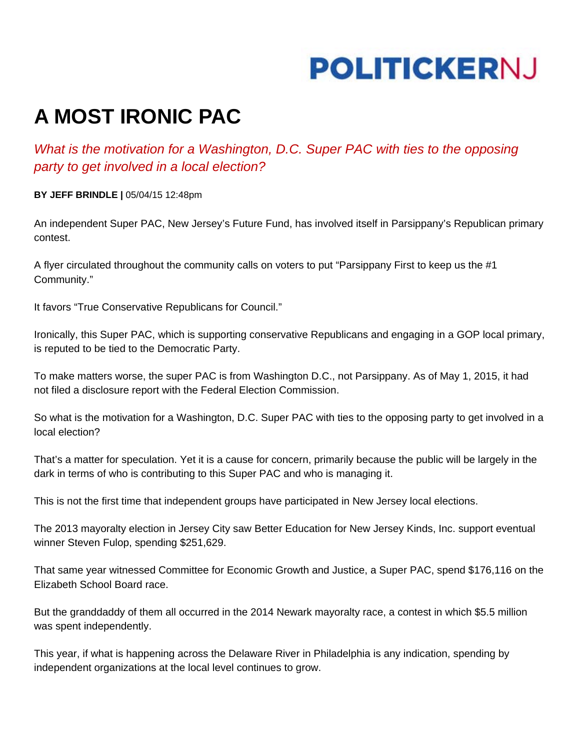POLITICKERNJ

# A MOST IRONIC PAC

*What is the motivation for a Washington, D.C. Super PAC with ties to the opposing party to get involved in a local election?*

**BY JEFF BRINDLE |** 05/04/15 12:48pm

An independent Super PAC, New Jersey's Future Fund, has involved itself in Parsippany's Republican primary contest.

A flyer circulated throughout the community calls on voters to put "Parsippany First to keep us the #1 Community."

It favors "True Conservative Republicans for Council."

Ironically, this Super PAC, which is supporting conservative Republicans and engaging in a GOP local primary, is reputed to be tied to the Democratic Party.

To make matters worse, the super PAC is from Washington D.C., not Parsippany. As of May 1, 2015, it had not filed a disclosure report with the Federal Election Commission.

So what is the motivation for a Washington, D.C. Super PAC with ties to the opposing party to get involved in a local election?

That's a matter for speculation. Yet it is a cause for concern, primarily because the public will be largely in the dark in terms of who is contributing to this Super PAC and who is managing it.

This is not the first time that independent groups have participated in New Jersey local elections.

The 2013 mayoralty election in Jersey City saw Better Education for New Jersey Kinds, Inc. support eventual winner Steven Fulop, spending $251,629.

That same year witnessed Committee for Economic Growth and Justice, a Super PAC, spend $176,116 on the Elizabeth School Board race.

But the granddaddy of them all occurred in the 2014 Newark mayoralty race, a contest in which $5.5 million was spent independently.

This year, if what is happening across the Delaware River in Philadelphia is any indication, spending by independent organizations at the local level continues to grow.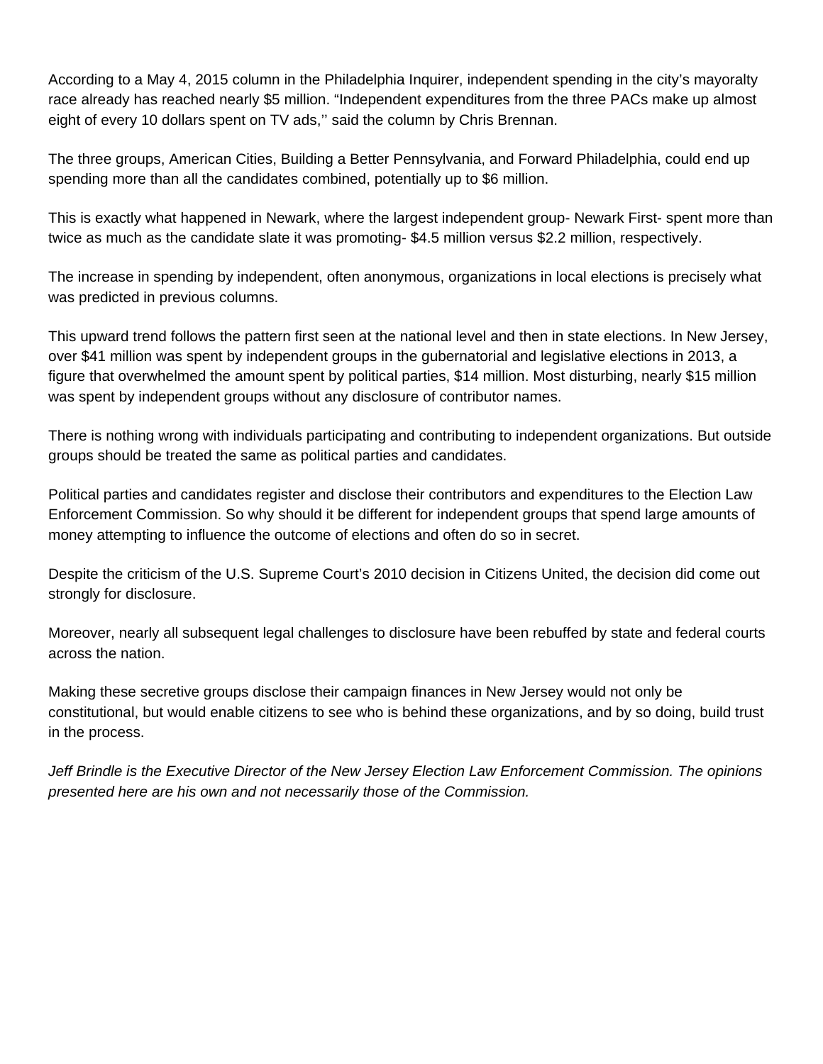According to a May 4, 2015 column in the Philadelphia Inquirer, independent spending in the city's mayoralty race already has reached nearly $5 million. "Independent expenditures from the three PACs make up almost eight of every 10 dollars spent on TV ads,'' said the column by Chris Brennan.

The three groups, American Cities, Building a Better Pennsylvania, and Forward Philadelphia, could end up spending more than all the candidates combined, potentially up to $6 million.

This is exactly what happened in Newark, where the largest independent group- Newark First- spent more than twice as much as the candidate slate it was promoting- $4.5 million versus $2.2 million, respectively.

The increase in spending by independent, often anonymous, organizations in local elections is precisely what was predicted in previous columns.

This upward trend follows the pattern first seen at the national level and then in state elections. In New Jersey, over $41 million was spent by independent groups in the gubernatorial and legislative elections in 2013, a figure that overwhelmed the amount spent by political parties, $14 million. Most disturbing, nearly $15 million was spent by independent groups without any disclosure of contributor names.

There is nothing wrong with individuals participating and contributing to independent organizations. But outside groups should be treated the same as political parties and candidates.

Political parties and candidates register and disclose their contributors and expenditures to the Election Law Enforcement Commission. So why should it be different for independent groups that spend large amounts of money attempting to influence the outcome of elections and often do so in secret.

Despite the criticism of the U.S. Supreme Court's 2010 decision in Citizens United, the decision did come out strongly for disclosure.

Moreover, nearly all subsequent legal challenges to disclosure have been rebuffed by state and federal courts across the nation.

Making these secretive groups disclose their campaign finances in New Jersey would not only be constitutional, but would enable citizens to see who is behind these organizations, and by so doing, build trust in the process.

*Jeff Brindle is the Executive Director of the New Jersey Election Law Enforcement Commission. The opinions presented here are his own and not necessarily those of the Commission.*